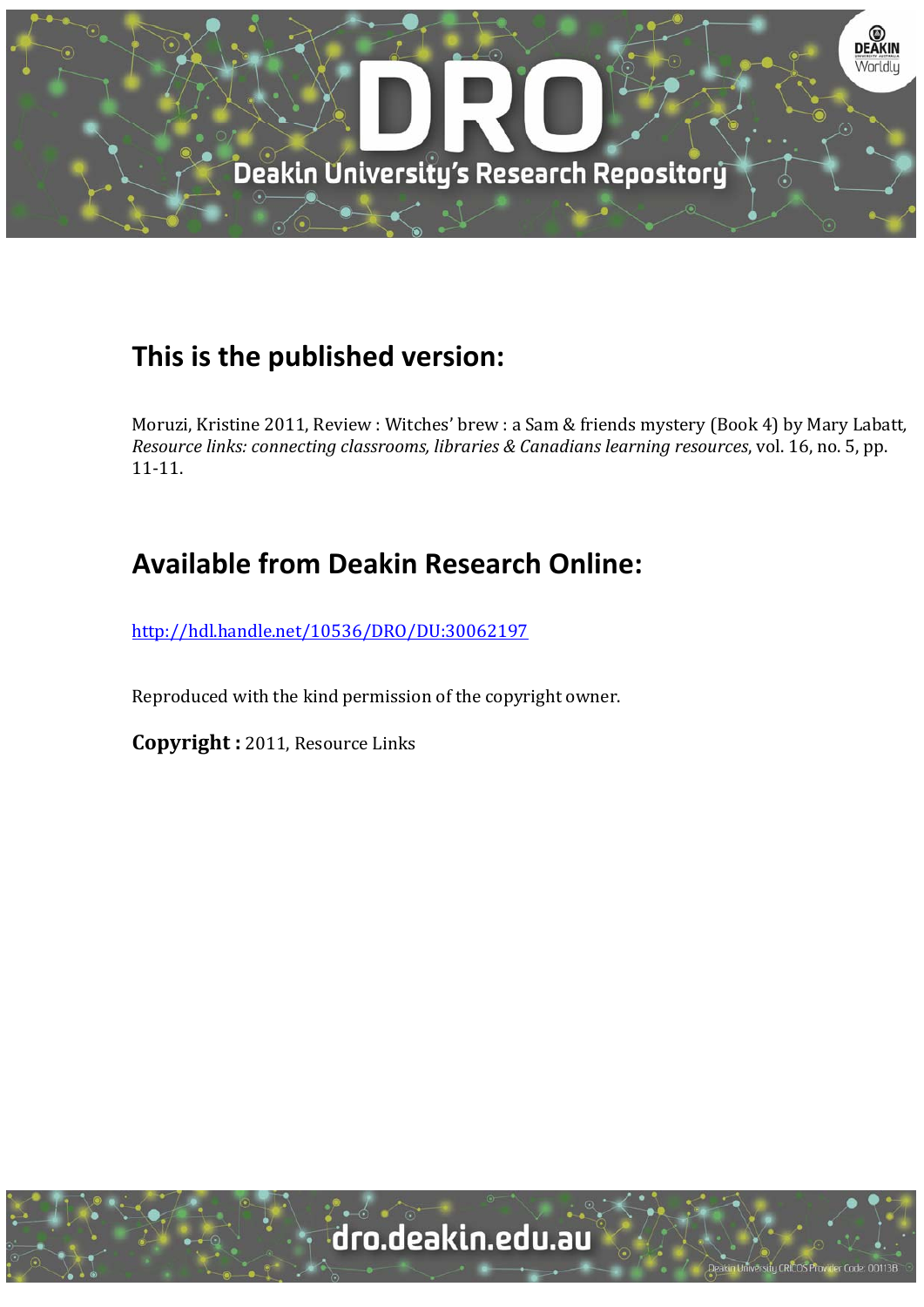## This is the published version:

Moruzi, Kristine 2011, Review : Witches' brew : a Sam & friends mystery (Book 4) by Mary Labatt, *Resource links: connecting classrooms, libraries & Canadians learning resources*, vol. 16, no. 5, pp. 11-11.

## Available from Deakin Research Online:

http://hdl.handle.net/10536/DRO/DU:30062197

Reproduced with the kind permission of the copyright owner.

**Copyright :** 2011, Resource Links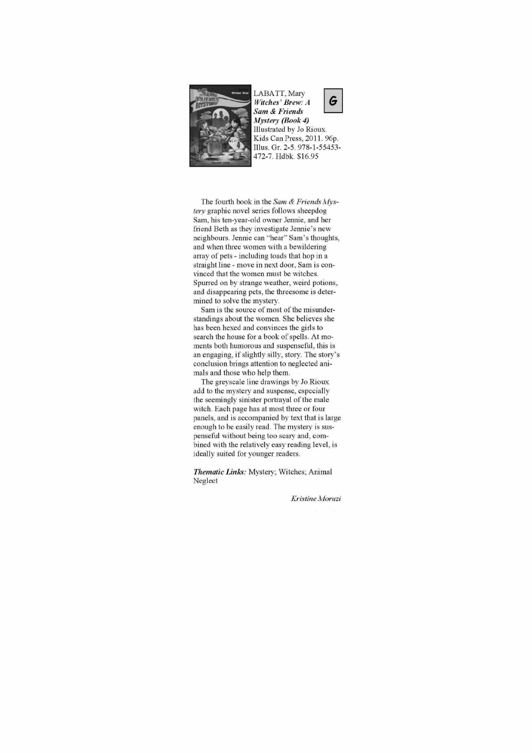LABATT, Mary
***Witches' Brew: A Sam & Friends Mystery (Book 4)***
Illustrated by Jo Rioux.
Kids Can Press, 2011. 96p.
Illus. Gr. 2-5. 978-1-55453-472-7. Hdbk. $16.95

G

The fourth book in the *Sam & Friends Mystery* graphic novel series follows sheepdog Sam, his ten-year-old owner Jennie, and her friend Beth as they investigate Jennie's new neighbours. Jennie can "hear" Sam's thoughts, and when three women with a bewildering array of pets - including toads that hop in a straight line - move in next door, Sam is convinced that the women must be witches. Spurred on by strange weather, weird potions, and disappearing pets, the threesome is determined to solve the mystery.

Sam is the source of most of the misunderstandings about the women. She believes she has been hexed and convinces the girls to search the house for a book of spells. At moments both humorous and suspenseful, this is an engaging, if slightly silly, story. The story's conclusion brings attention to neglected animals and those who help them.

The greyscale line drawings by Jo Rioux add to the mystery and suspense, especially the seemingly sinister portrayal of the male witch. Each page has at most three or four panels, and is accompanied by text that is large enough to be easily read. The mystery is suspenseful without being too scary and, combined with the relatively easy reading level, is ideally suited for younger readers.

***Thematic Links:*** Mystery; Witches; Animal Neglect

*Kristine Moruzi*